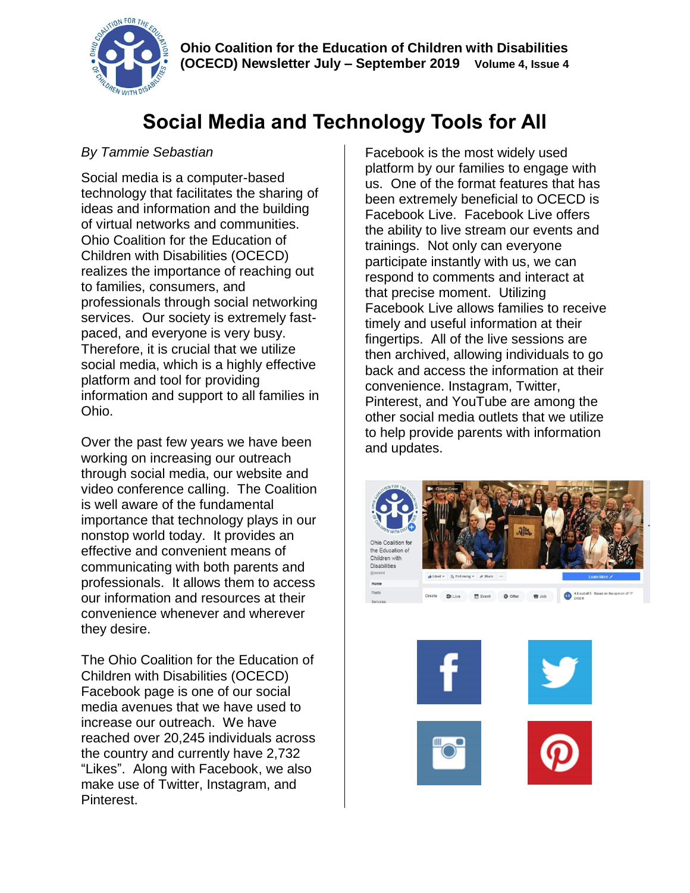**Ohio Coalition for the Education of Children with Disabilities (OCECD) Newsletter July – September 2019** **Volume 4, Issue 4**

# Social Media and Technology Tools for All

*By Tammie Sebastian*

Social media is a computer-based technology that facilitates the sharing of ideas and information and the building of virtual networks and communities. Ohio Coalition for the Education of Children with Disabilities (OCECD) realizes the importance of reaching out to families, consumers, and professionals through social networking services. Our society is extremely fast-paced, and everyone is very busy. Therefore, it is crucial that we utilize social media, which is a highly effective platform and tool for providing information and support to all families in Ohio.

Over the past few years we have been working on increasing our outreach through social media, our website and video conference calling. The Coalition is well aware of the fundamental importance that technology plays in our nonstop world today. It provides an effective and convenient means of communicating with both parents and professionals. It allows them to access our information and resources at their convenience whenever and wherever they desire.

The Ohio Coalition for the Education of Children with Disabilities (OCECD) Facebook page is one of our social media avenues that we have used to increase our outreach. We have reached over 20,245 individuals across the country and currently have 2,732 "Likes". Along with Facebook, we also make use of Twitter, Instagram, and Pinterest.

Facebook is the most widely used platform by our families to engage with us. One of the format features that has been extremely beneficial to OCECD is Facebook Live. Facebook Live offers the ability to live stream our events and trainings. Not only can everyone participate instantly with us, we can respond to comments and interact at that precise moment. Utilizing Facebook Live allows families to receive timely and useful information at their fingertips. All of the live sessions are then archived, allowing individuals to go back and access the information at their convenience. Instagram, Twitter, Pinterest, and YouTube are among the other social media outlets that we utilize to help provide parents with information and updates.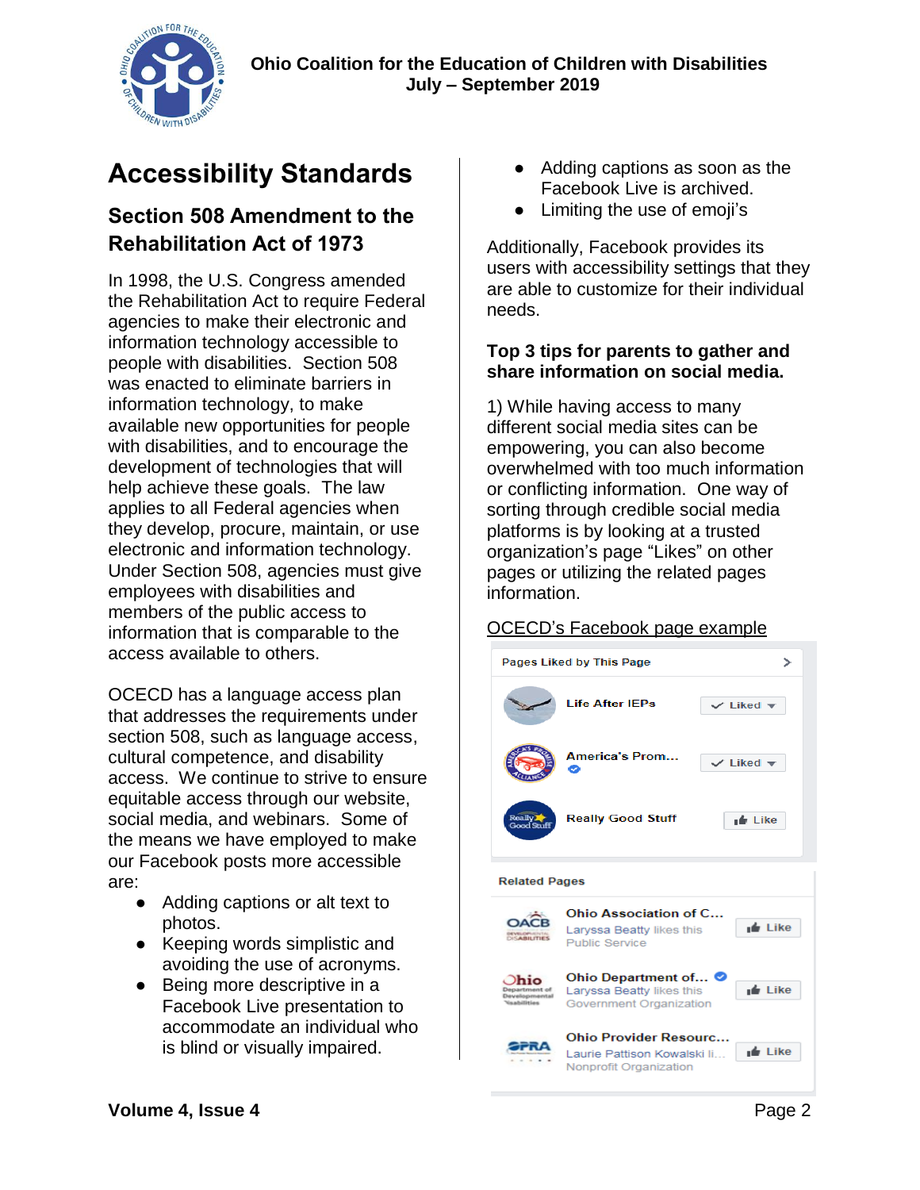# Accessibility Standards

## Section 508 Amendment to the Rehabilitation Act of 1973

In 1998, the U.S. Congress amended the Rehabilitation Act to require Federal agencies to make their electronic and information technology accessible to people with disabilities. Section 508 was enacted to eliminate barriers in information technology, to make available new opportunities for people with disabilities, and to encourage the development of technologies that will help achieve these goals. The law applies to all Federal agencies when they develop, procure, maintain, or use electronic and information technology. Under Section 508, agencies must give employees with disabilities and members of the public access to information that is comparable to the access available to others.

OCECD has a language access plan that addresses the requirements under section 508, such as language access, cultural competence, and disability access. We continue to strive to ensure equitable access through our website, social media, and webinars. Some of the means we have employed to make our Facebook posts more accessible are:

- Adding captions or alt text to photos.
- Keeping words simplistic and avoiding the use of acronyms.
- Being more descriptive in a Facebook Live presentation to accommodate an individual who is blind or visually impaired.
- Adding captions as soon as the Facebook Live is archived.
- Limiting the use of emoji's

Additionally, Facebook provides its users with accessibility settings that they are able to customize for their individual needs.

### Top 3 tips for parents to gather and share information on social media.

1) While having access to many different social media sites can be empowering, you can also become overwhelmed with too much information or conflicting information. One way of sorting through credible social media platforms is by looking at a trusted organization's page "Likes" on other pages or utilizing the related pages information.

OCECD's Facebook page example

Pages Liked by This Page

- Life After IEPs — Liked
- America's Prom... — Liked
- Really Good Stuff — Like

Related Pages

- Ohio Association of C... — Laryssa Beatty likes this — Public Service — Like
- Ohio Department of... — Laryssa Beatty likes this — Government Organization — Like
- Ohio Provider Resourc... — Laurie Pattison Kowalski li... — Nonprofit Organization — Like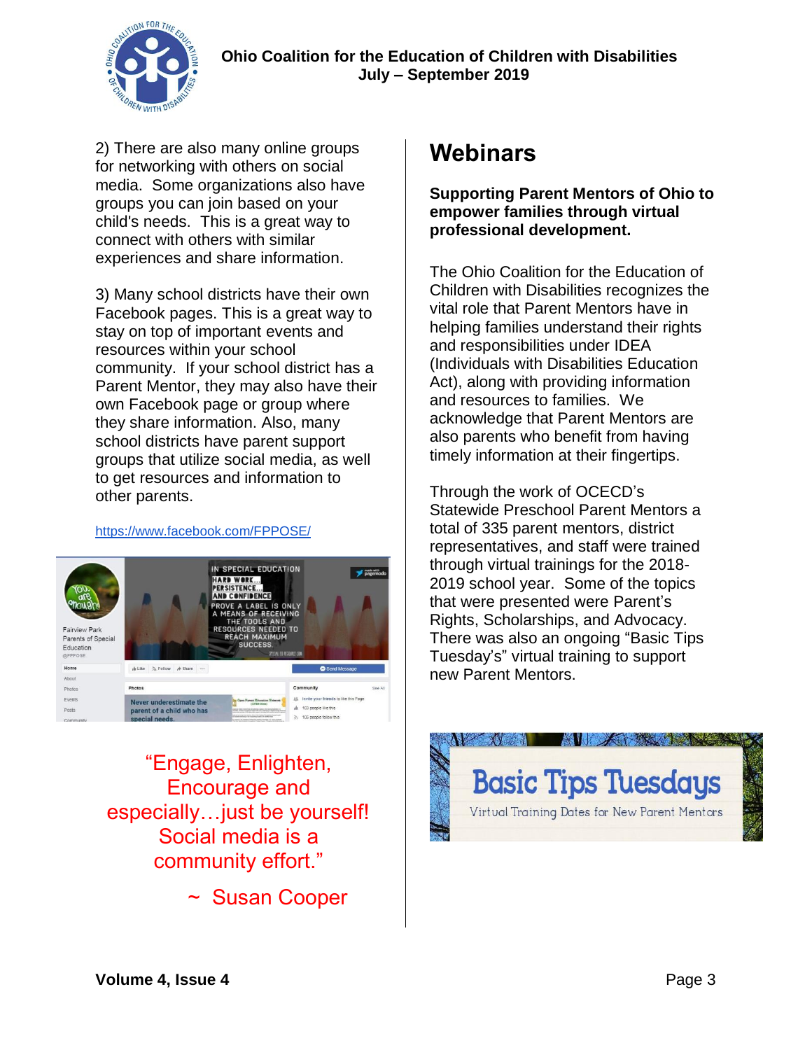2) There are also many online groups for networking with others on social media. Some organizations also have groups you can join based on your child's needs. This is a great way to connect with others with similar experiences and share information.

3) Many school districts have their own Facebook pages. This is a great way to stay on top of important events and resources within your school community. If your school district has a Parent Mentor, they may also have their own Facebook page or group where they share information. Also, many school districts have parent support groups that utilize social media, as well to get resources and information to other parents.

https://www.facebook.com/FPPOSE/

"Engage, Enlighten, Encourage and especially…just be yourself! Social media is a community effort."

~ Susan Cooper

# Webinars

**Supporting Parent Mentors of Ohio to empower families through virtual professional development.**

The Ohio Coalition for the Education of Children with Disabilities recognizes the vital role that Parent Mentors have in helping families understand their rights and responsibilities under IDEA (Individuals with Disabilities Education Act), along with providing information and resources to families. We acknowledge that Parent Mentors are also parents who benefit from having timely information at their fingertips.

Through the work of OCECD's Statewide Preschool Parent Mentors a total of 335 parent mentors, district representatives, and staff were trained through virtual trainings for the 2018-2019 school year. Some of the topics that were presented were Parent's Rights, Scholarships, and Advocacy. There was also an ongoing "Basic Tips Tuesday's" virtual training to support new Parent Mentors.

Basic Tips Tuesdays

Virtual Training Dates for New Parent Mentors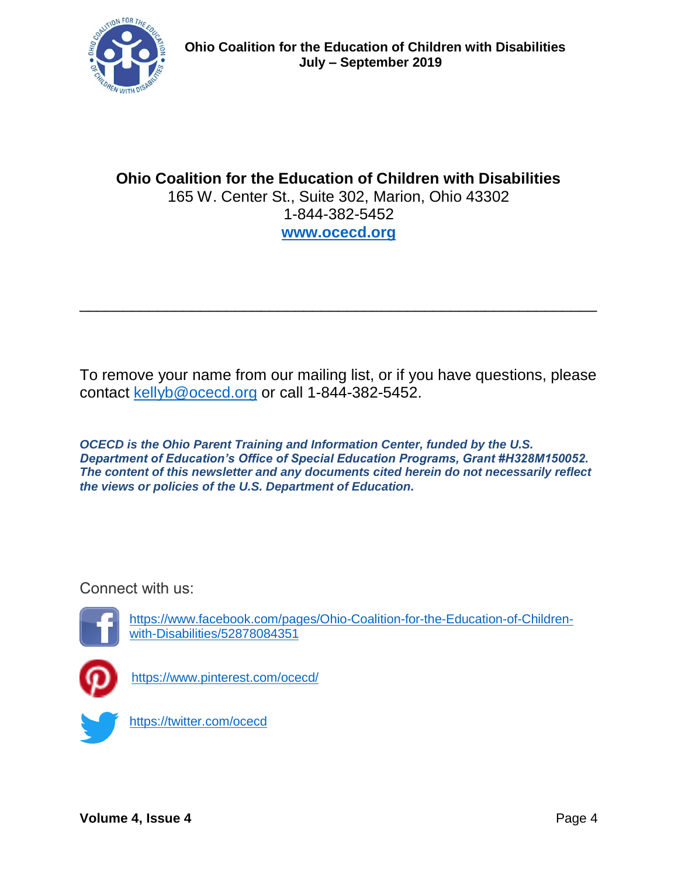**Ohio Coalition for the Education of Children with Disabilities**
165 W. Center St., Suite 302, Marion, Ohio 43302
1-844-382-5452
**www.ocecd.org**

---

To remove your name from our mailing list, or if you have questions, please contact kellyb@ocecd.org or call 1-844-382-5452.

***OCECD is the Ohio Parent Training and Information Center, funded by the U.S. Department of Education's Office of Special Education Programs, Grant #H328M150052. The content of this newsletter and any documents cited herein do not necessarily reflect the views or policies of the U.S. Department of Education.***

Connect with us:

https://www.facebook.com/pages/Ohio-Coalition-for-the-Education-of-Children-with-Disabilities/52878084351

https://www.pinterest.com/ocecd/

https://twitter.com/ocecd